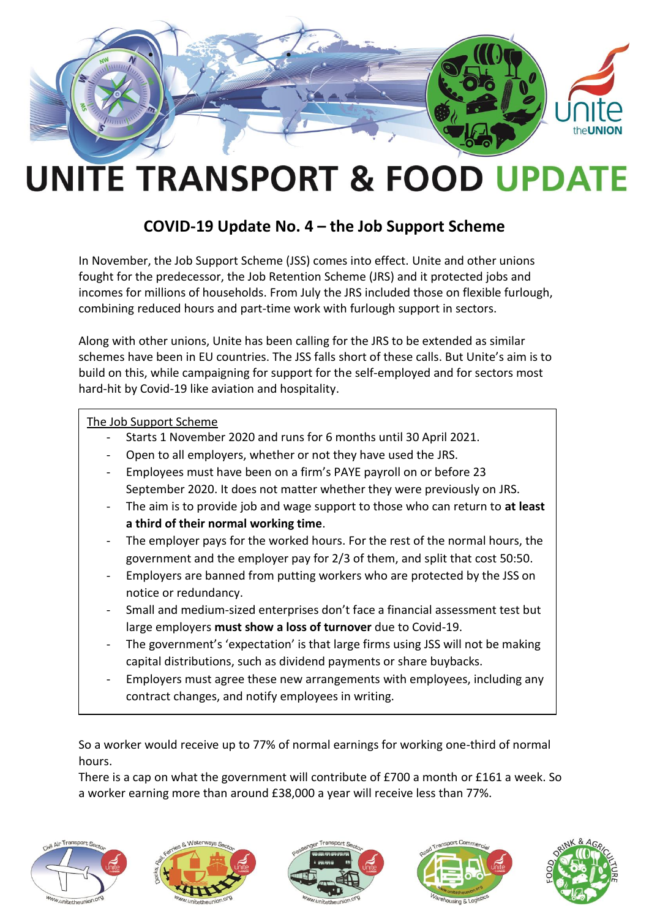# UNITE TRANSPORT & FOOD UPDATE

## COVID-19 Update No. 4 – the Job Support Scheme

In November, the Job Support Scheme (JSS) comes into effect. Unite and other unions fought for the predecessor, the Job Retention Scheme (JRS) and it protected jobs and incomes for millions of households. From July the JRS included those on flexible furlough, combining reduced hours and part-time work with furlough support in sectors.

Along with other unions, Unite has been calling for the JRS to be extended as similar schemes have been in EU countries. The JSS falls short of these calls. But Unite's aim is to build on this, while campaigning for support for the self-employed and for sectors most hard-hit by Covid-19 like aviation and hospitality.

The Job Support Scheme

- Starts 1 November 2020 and runs for 6 months until 30 April 2021.
- Open to all employers, whether or not they have used the JRS.
- Employees must have been on a firm's PAYE payroll on or before 23 September 2020. It does not matter whether they were previously on JRS.
- The aim is to provide job and wage support to those who can return to **at least a third of their normal working time**.
- The employer pays for the worked hours. For the rest of the normal hours, the government and the employer pay for 2/3 of them, and split that cost 50:50.
- Employers are banned from putting workers who are protected by the JSS on notice or redundancy.
- Small and medium-sized enterprises don't face a financial assessment test but large employers **must show a loss of turnover** due to Covid-19.
- The government's 'expectation' is that large firms using JSS will not be making capital distributions, such as dividend payments or share buybacks.
- Employers must agree these new arrangements with employees, including any contract changes, and notify employees in writing.

So a worker would receive up to 77% of normal earnings for working one-third of normal hours.

There is a cap on what the government will contribute of £700 a month or £161 a week. So a worker earning more than around £38,000 a year will receive less than 77%.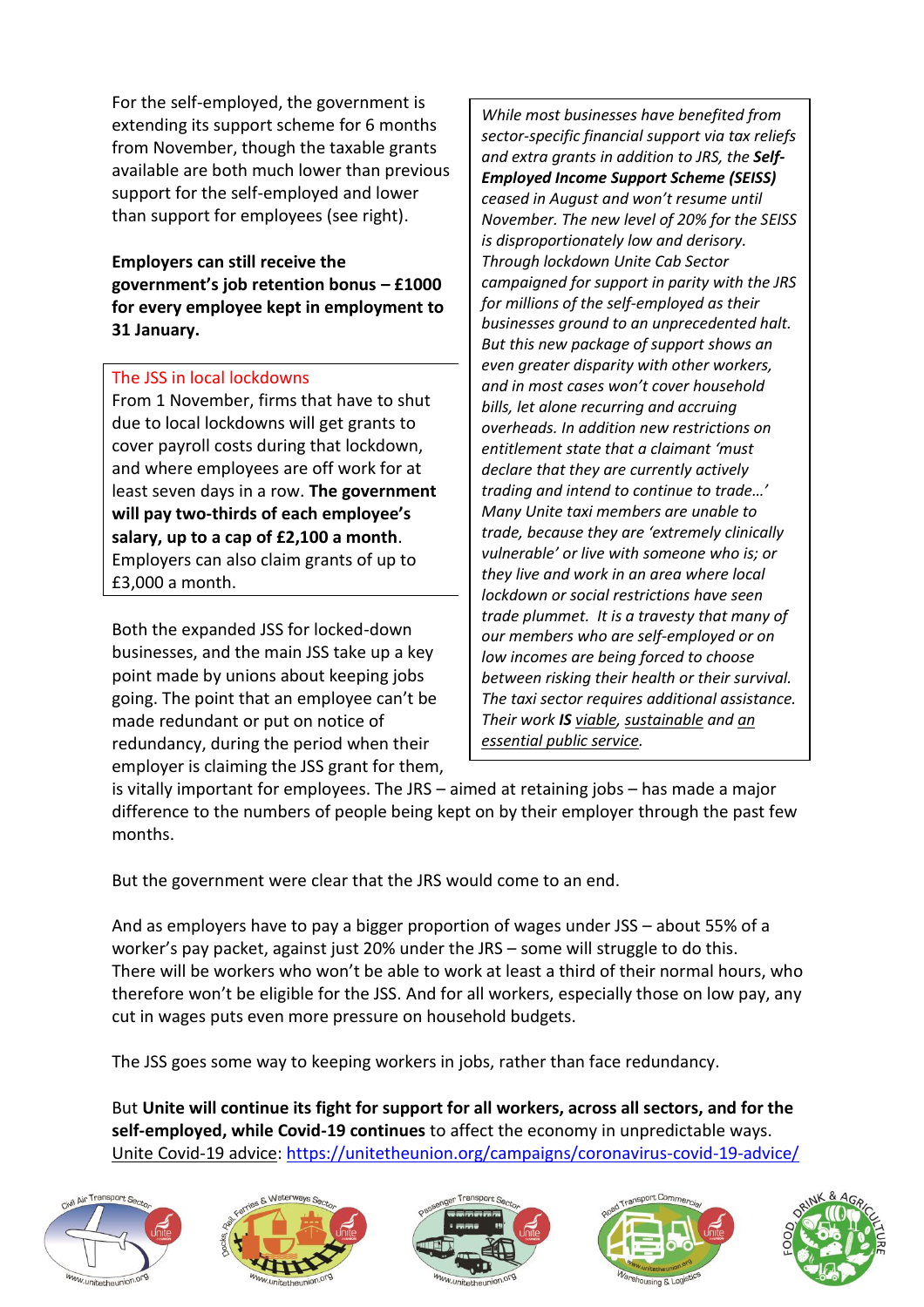For the self-employed, the government is extending its support scheme for 6 months from November, though the taxable grants available are both much lower than previous support for the self-employed and lower than support for employees (see right).

**Employers can still receive the government's job retention bonus – £1000 for every employee kept in employment to 31 January.**

*While most businesses have benefited from sector-specific financial support via tax reliefs and extra grants in addition to JRS, the **Self-Employed Income Support Scheme (SEISS)** ceased in August and won't resume until November. The new level of 20% for the SEISS is disproportionately low and derisory. Through lockdown Unite Cab Sector campaigned for support in parity with the JRS for millions of the self-employed as their businesses ground to an unprecedented halt. But this new package of support shows an even greater disparity with other workers, and in most cases won't cover household bills, let alone recurring and accruing overheads. In addition new restrictions on entitlement state that a claimant 'must declare that they are currently actively trading and intend to continue to trade…' Many Unite taxi members are unable to trade, because they are 'extremely clinically vulnerable' or live with someone who is; or they live and work in an area where local lockdown or social restrictions have seen trade plummet. It is a travesty that many of our members who are self-employed or on low incomes are being forced to choose between risking their health or their survival. The taxi sector requires additional assistance. Their work **IS** viable, sustainable and an essential public service.*

### The JSS in local lockdowns

From 1 November, firms that have to shut due to local lockdowns will get grants to cover payroll costs during that lockdown, and where employees are off work for at least seven days in a row. **The government will pay two-thirds of each employee's salary, up to a cap of £2,100 a month**. Employers can also claim grants of up to £3,000 a month.

Both the expanded JSS for locked-down businesses, and the main JSS take up a key point made by unions about keeping jobs going. The point that an employee can't be made redundant or put on notice of redundancy, during the period when their employer is claiming the JSS grant for them, is vitally important for employees. The JRS – aimed at retaining jobs – has made a major difference to the numbers of people being kept on by their employer through the past few months.

But the government were clear that the JRS would come to an end.

And as employers have to pay a bigger proportion of wages under JSS – about 55% of a worker's pay packet, against just 20% under the JRS – some will struggle to do this. There will be workers who won't be able to work at least a third of their normal hours, who therefore won't be eligible for the JSS. And for all workers, especially those on low pay, any cut in wages puts even more pressure on household budgets.

The JSS goes some way to keeping workers in jobs, rather than face redundancy.

But **Unite will continue its fight for support for all workers, across all sectors, and for the self-employed, while Covid-19 continues** to affect the economy in unpredictable ways.
Unite Covid-19 advice: https://unitetheunion.org/campaigns/coronavirus-covid-19-advice/